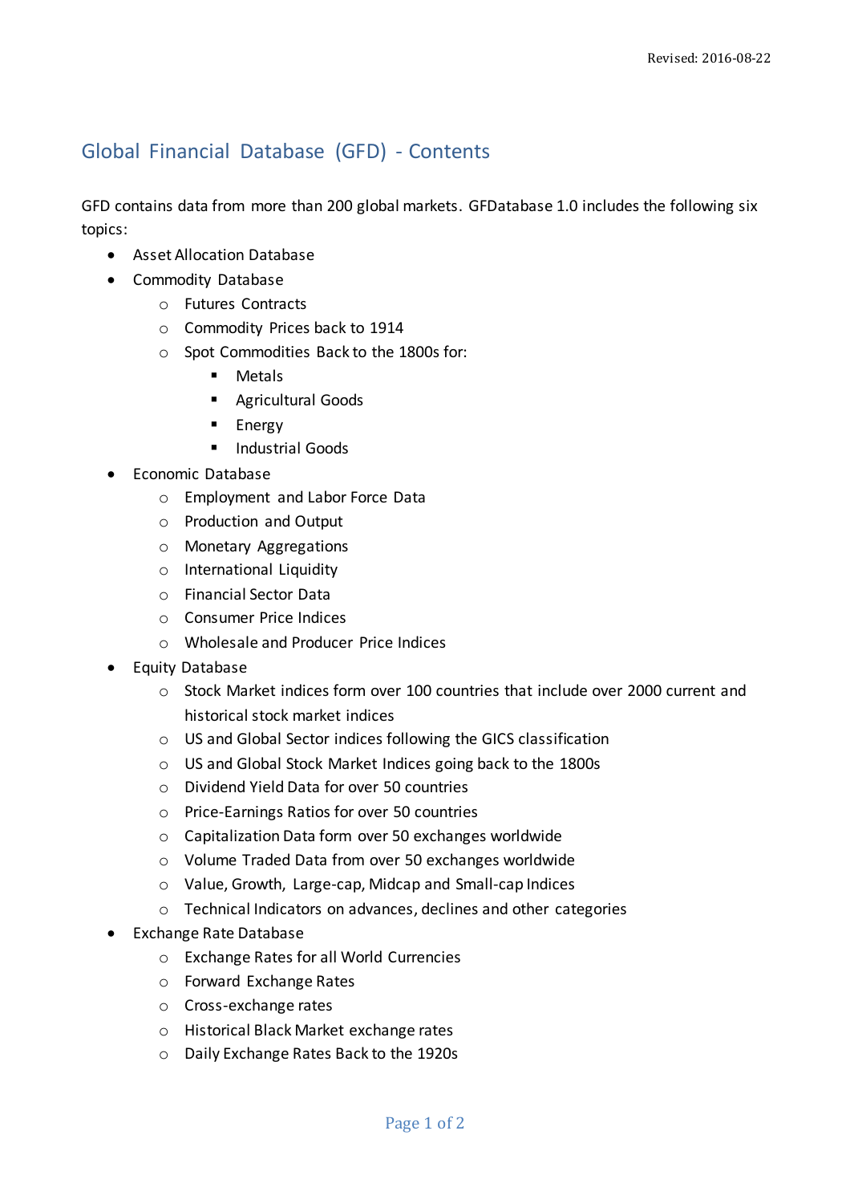Revised: 2016-08-22

# Global Financial Database (GFD) - Contents

GFD contains data from more than 200 global markets. GFDatabase 1.0 includes the following six topics:

- Asset Allocation Database
- Commodity Database
  - Futures Contracts
  - Commodity Prices back to 1914
  - Spot Commodities Back to the 1800s for:
    - Metals
    - Agricultural Goods
    - Energy
    - Industrial Goods
- Economic Database
  - Employment and Labor Force Data
  - Production and Output
  - Monetary Aggregations
  - International Liquidity
  - Financial Sector Data
  - Consumer Price Indices
  - Wholesale and Producer Price Indices
- Equity Database
  - Stock Market indices form over 100 countries that include over 2000 current and historical stock market indices
  - US and Global Sector indices following the GICS classification
  - US and Global Stock Market Indices going back to the 1800s
  - Dividend Yield Data for over 50 countries
  - Price-Earnings Ratios for over 50 countries
  - Capitalization Data form over 50 exchanges worldwide
  - Volume Traded Data from over 50 exchanges worldwide
  - Value, Growth, Large-cap, Midcap and Small-cap Indices
  - Technical Indicators on advances, declines and other categories
- Exchange Rate Database
  - Exchange Rates for all World Currencies
  - Forward Exchange Rates
  - Cross-exchange rates
  - Historical Black Market exchange rates
  - Daily Exchange Rates Back to the 1920s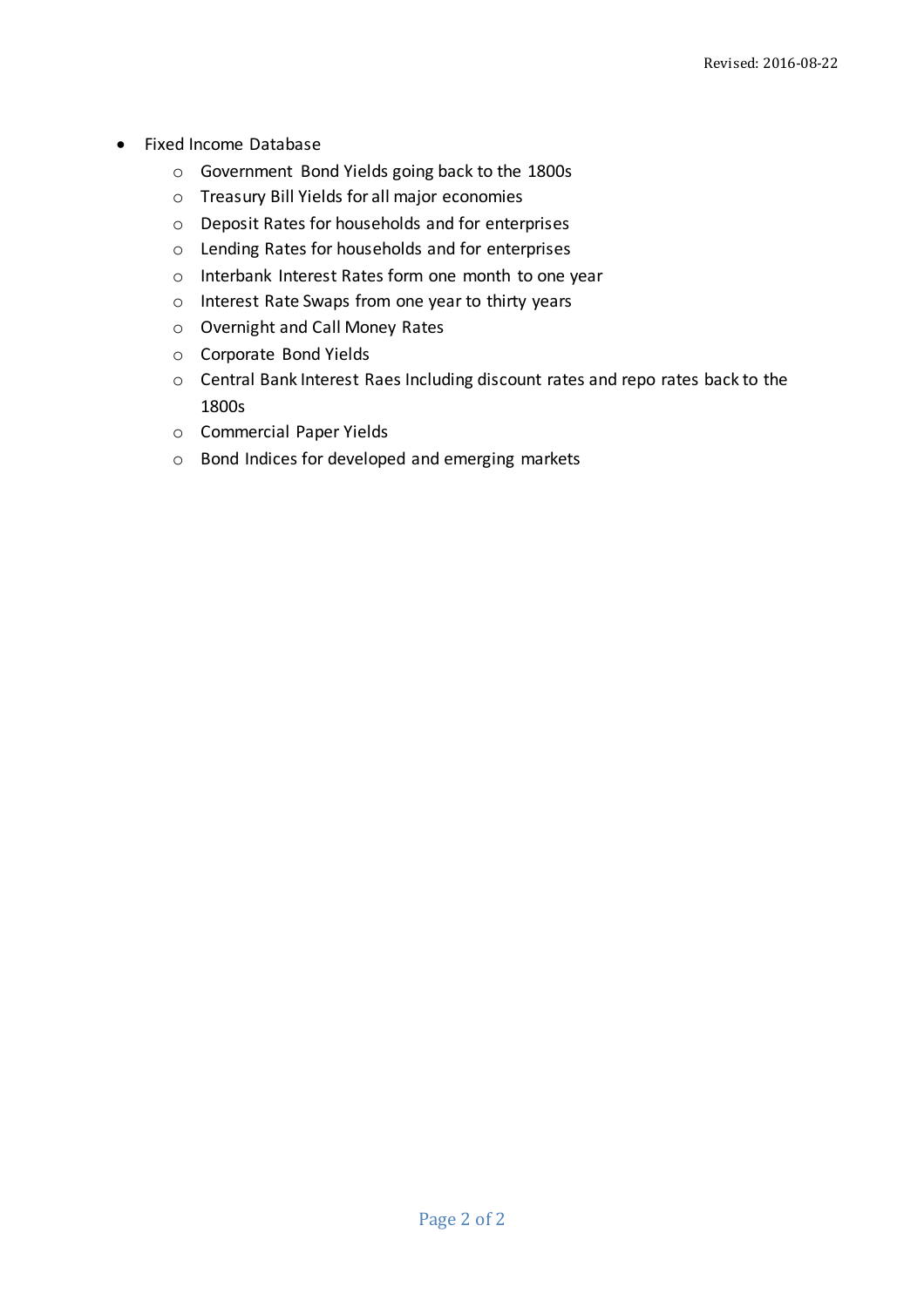- Fixed Income Database
  - Government Bond Yields going back to the 1800s
  - Treasury Bill Yields for all major economies
  - Deposit Rates for households and for enterprises
  - Lending Rates for households and for enterprises
  - Interbank Interest Rates form one month to one year
  - Interest Rate Swaps from one year to thirty years
  - Overnight and Call Money Rates
  - Corporate Bond Yields
  - Central Bank Interest Raes Including discount rates and repo rates back to the 1800s
  - Commercial Paper Yields
  - Bond Indices for developed and emerging markets